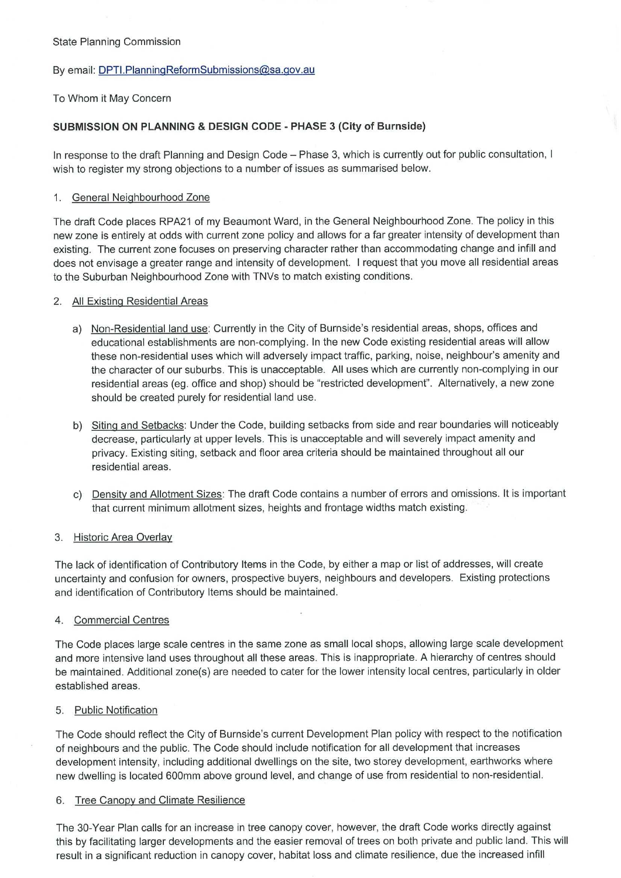State Planning Commission

By email: DPTI.PlanningReformSubmissions@sa.gov.au

To Whom it May Concern

**SUBMISSION ON PLANNING & DESIGN CODE - PHASE 3 (City of Burnside)**

In response to the draft Planning and Design Code – Phase 3, which is currently out for public consultation, I wish to register my strong objections to a number of issues as summarised below.

1. <u>General Neighbourhood Zone</u>

The draft Code places RPA21 of my Beaumont Ward, in the General Neighbourhood Zone. The policy in this new zone is entirely at odds with current zone policy and allows for a far greater intensity of development than existing. The current zone focuses on preserving character rather than accommodating change and infill and does not envisage a greater range and intensity of development. I request that you move all residential areas to the Suburban Neighbourhood Zone with TNVs to match existing conditions.

2. <u>All Existing Residential Areas</u>

   a) <u>Non-Residential land use</u>: Currently in the City of Burnside's residential areas, shops, offices and educational establishments are non-complying. In the new Code existing residential areas will allow these non-residential uses which will adversely impact traffic, parking, noise, neighbour's amenity and the character of our suburbs. This is unacceptable. All uses which are currently non-complying in our residential areas (eg. office and shop) should be "restricted development". Alternatively, a new zone should be created purely for residential land use.

   b) <u>Siting and Setbacks</u>: Under the Code, building setbacks from side and rear boundaries will noticeably decrease, particularly at upper levels. This is unacceptable and will severely impact amenity and privacy. Existing siting, setback and floor area criteria should be maintained throughout all our residential areas.

   c) <u>Density and Allotment Sizes</u>: The draft Code contains a number of errors and omissions. It is important that current minimum allotment sizes, heights and frontage widths match existing.

3. <u>Historic Area Overlay</u>

The lack of identification of Contributory Items in the Code, by either a map or list of addresses, will create uncertainty and confusion for owners, prospective buyers, neighbours and developers. Existing protections and identification of Contributory Items should be maintained.

4. <u>Commercial Centres</u>

The Code places large scale centres in the same zone as small local shops, allowing large scale development and more intensive land uses throughout all these areas. This is inappropriate. A hierarchy of centres should be maintained. Additional zone(s) are needed to cater for the lower intensity local centres, particularly in older established areas.

5. <u>Public Notification</u>

The Code should reflect the City of Burnside's current Development Plan policy with respect to the notification of neighbours and the public. The Code should include notification for all development that increases development intensity, including additional dwellings on the site, two storey development, earthworks where new dwelling is located 600mm above ground level, and change of use from residential to non-residential.

6. <u>Tree Canopy and Climate Resilience</u>

The 30-Year Plan calls for an increase in tree canopy cover, however, the draft Code works directly against this by facilitating larger developments and the easier removal of trees on both private and public land. This will result in a significant reduction in canopy cover, habitat loss and climate resilience, due the increased infill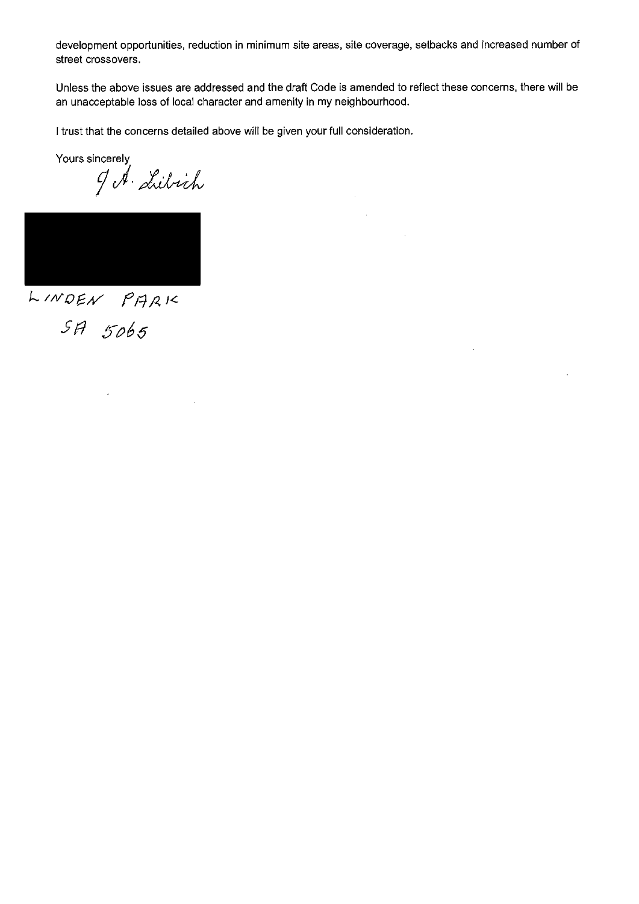development opportunities, reduction in minimum site areas, site coverage, setbacks and increased number of street crossovers.

Unless the above issues are addressed and the draft Code is amended to reflect these concerns, there will be an unacceptable loss of local character and amenity in my neighbourhood.

I trust that the concerns detailed above will be given your full consideration.

Yours sincerely

G A. Liebich

LINDEN PARK

SA 5065